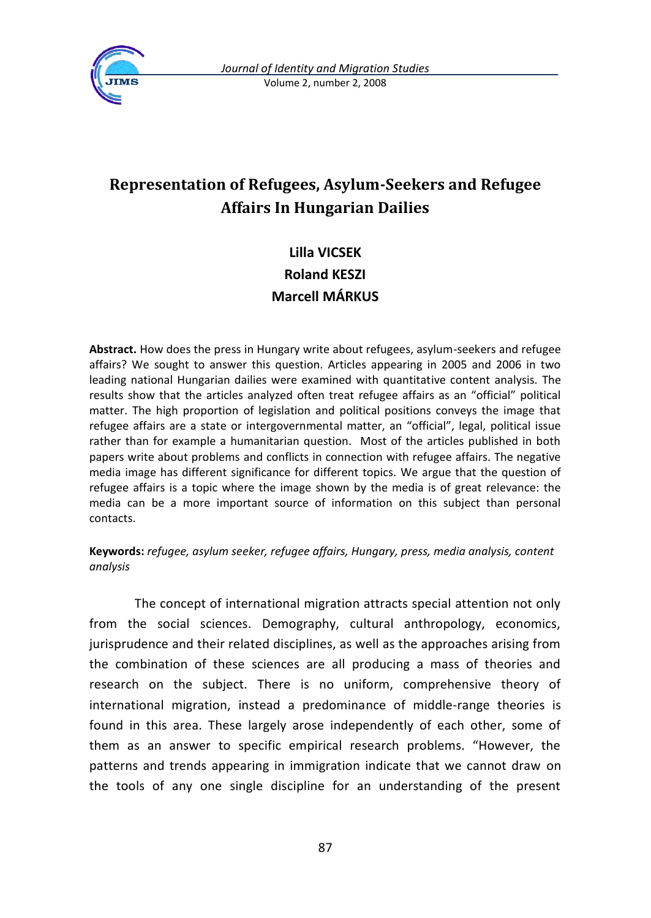# Representation of Refugees, Asylum-Seekers and Refugee Affairs In Hungarian Dailies

**Lilla VICSEK**
**Roland KESZI**
**Marcell MÁRKUS**

**Abstract.** How does the press in Hungary write about refugees, asylum-seekers and refugee affairs? We sought to answer this question. Articles appearing in 2005 and 2006 in two leading national Hungarian dailies were examined with quantitative content analysis. The results show that the articles analyzed often treat refugee affairs as an "official" political matter. The high proportion of legislation and political positions conveys the image that refugee affairs are a state or intergovernmental matter, an "official", legal, political issue rather than for example a humanitarian question. Most of the articles published in both papers write about problems and conflicts in connection with refugee affairs. The negative media image has different significance for different topics. We argue that the question of refugee affairs is a topic where the image shown by the media is of great relevance: the media can be a more important source of information on this subject than personal contacts.

**Keywords:** *refugee, asylum seeker, refugee affairs, Hungary, press, media analysis, content analysis*

The concept of international migration attracts special attention not only from the social sciences. Demography, cultural anthropology, economics, jurisprudence and their related disciplines, as well as the approaches arising from the combination of these sciences are all producing a mass of theories and research on the subject. There is no uniform, comprehensive theory of international migration, instead a predominance of middle-range theories is found in this area. These largely arose independently of each other, some of them as an answer to specific empirical research problems. "However, the patterns and trends appearing in immigration indicate that we cannot draw on the tools of any one single discipline for an understanding of the present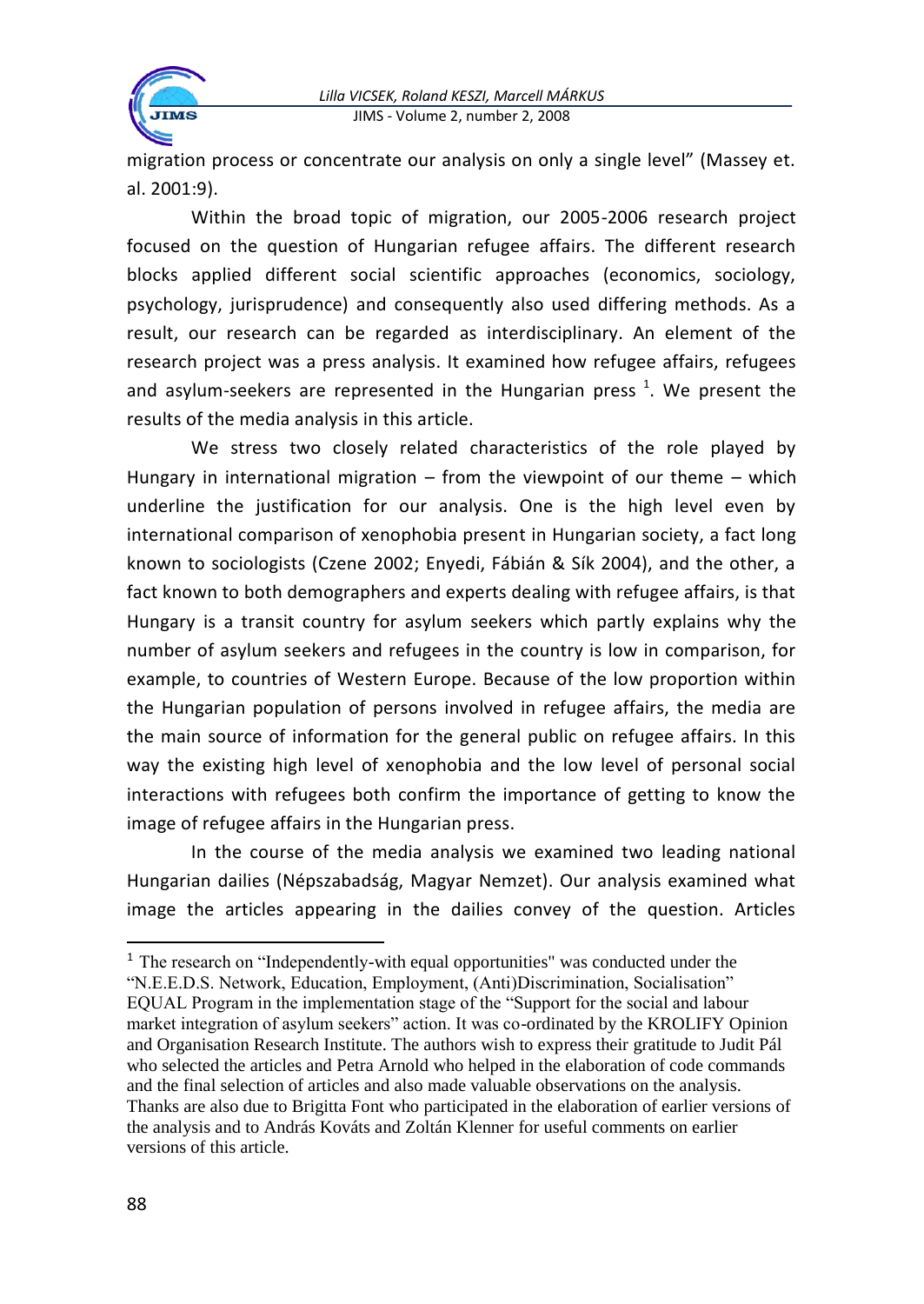migration process or concentrate our analysis on only a single level" (Massey et. al. 2001:9).

Within the broad topic of migration, our 2005-2006 research project focused on the question of Hungarian refugee affairs. The different research blocks applied different social scientific approaches (economics, sociology, psychology, jurisprudence) and consequently also used differing methods. As a result, our research can be regarded as interdisciplinary. An element of the research project was a press analysis. It examined how refugee affairs, refugees and asylum-seekers are represented in the Hungarian press [1]. We present the results of the media analysis in this article.

We stress two closely related characteristics of the role played by Hungary in international migration – from the viewpoint of our theme – which underline the justification for our analysis. One is the high level even by international comparison of xenophobia present in Hungarian society, a fact long known to sociologists (Czene 2002; Enyedi, Fábián & Sík 2004), and the other, a fact known to both demographers and experts dealing with refugee affairs, is that Hungary is a transit country for asylum seekers which partly explains why the number of asylum seekers and refugees in the country is low in comparison, for example, to countries of Western Europe. Because of the low proportion within the Hungarian population of persons involved in refugee affairs, the media are the main source of information for the general public on refugee affairs. In this way the existing high level of xenophobia and the low level of personal social interactions with refugees both confirm the importance of getting to know the image of refugee affairs in the Hungarian press.

In the course of the media analysis we examined two leading national Hungarian dailies (Népszabadság, Magyar Nemzet). Our analysis examined what image the articles appearing in the dailies convey of the question. Articles

---

[1] The research on "Independently-with equal opportunities" was conducted under the "N.E.E.D.S. Network, Education, Employment, (Anti)Discrimination, Socialisation" EQUAL Program in the implementation stage of the "Support for the social and labour market integration of asylum seekers" action. It was co-ordinated by the KROLIFY Opinion and Organisation Research Institute. The authors wish to express their gratitude to Judit Pál who selected the articles and Petra Arnold who helped in the elaboration of code commands and the final selection of articles and also made valuable observations on the analysis. Thanks are also due to Brigitta Font who participated in the elaboration of earlier versions of the analysis and to András Kováts and Zoltán Klenner for useful comments on earlier versions of this article.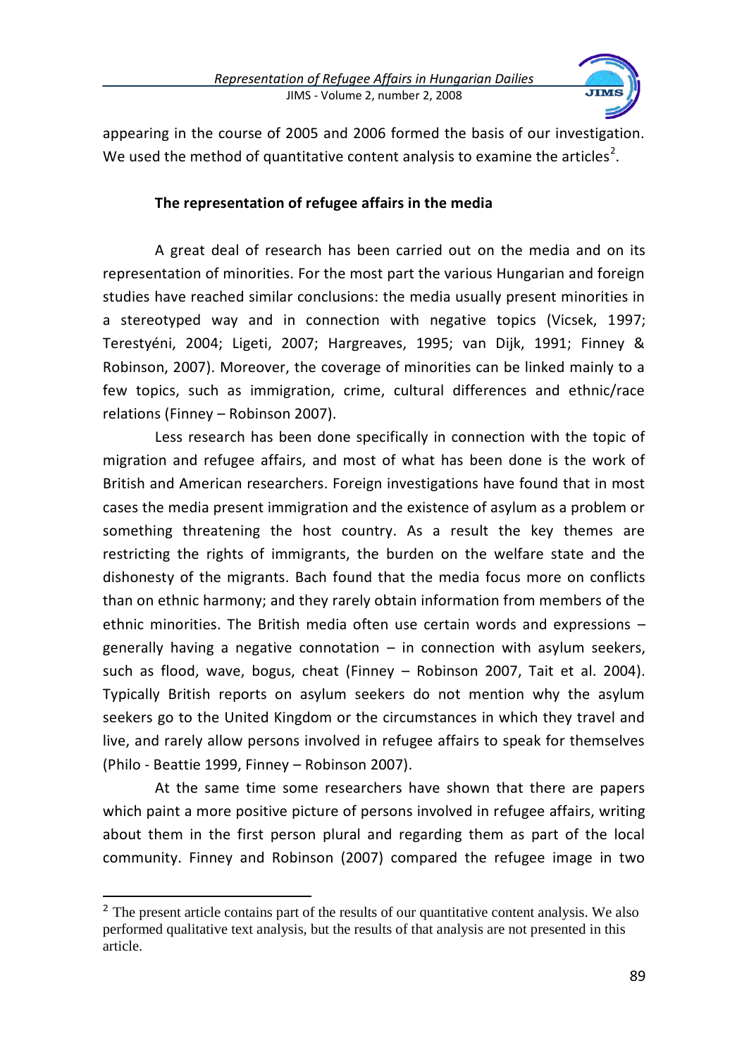appearing in the course of 2005 and 2006 formed the basis of our investigation. We used the method of quantitative content analysis to examine the articles[2].

### The representation of refugee affairs in the media

A great deal of research has been carried out on the media and on its representation of minorities. For the most part the various Hungarian and foreign studies have reached similar conclusions: the media usually present minorities in a stereotyped way and in connection with negative topics (Vicsek, 1997; Terestyéni, 2004; Ligeti, 2007; Hargreaves, 1995; van Dijk, 1991; Finney & Robinson, 2007). Moreover, the coverage of minorities can be linked mainly to a few topics, such as immigration, crime, cultural differences and ethnic/race relations (Finney – Robinson 2007).

Less research has been done specifically in connection with the topic of migration and refugee affairs, and most of what has been done is the work of British and American researchers. Foreign investigations have found that in most cases the media present immigration and the existence of asylum as a problem or something threatening the host country. As a result the key themes are restricting the rights of immigrants, the burden on the welfare state and the dishonesty of the migrants. Bach found that the media focus more on conflicts than on ethnic harmony; and they rarely obtain information from members of the ethnic minorities. The British media often use certain words and expressions – generally having a negative connotation – in connection with asylum seekers, such as flood, wave, bogus, cheat (Finney – Robinson 2007, Tait et al. 2004). Typically British reports on asylum seekers do not mention why the asylum seekers go to the United Kingdom or the circumstances in which they travel and live, and rarely allow persons involved in refugee affairs to speak for themselves (Philo - Beattie 1999, Finney – Robinson 2007).

At the same time some researchers have shown that there are papers which paint a more positive picture of persons involved in refugee affairs, writing about them in the first person plural and regarding them as part of the local community. Finney and Robinson (2007) compared the refugee image in two

[2] The present article contains part of the results of our quantitative content analysis. We also performed qualitative text analysis, but the results of that analysis are not presented in this article.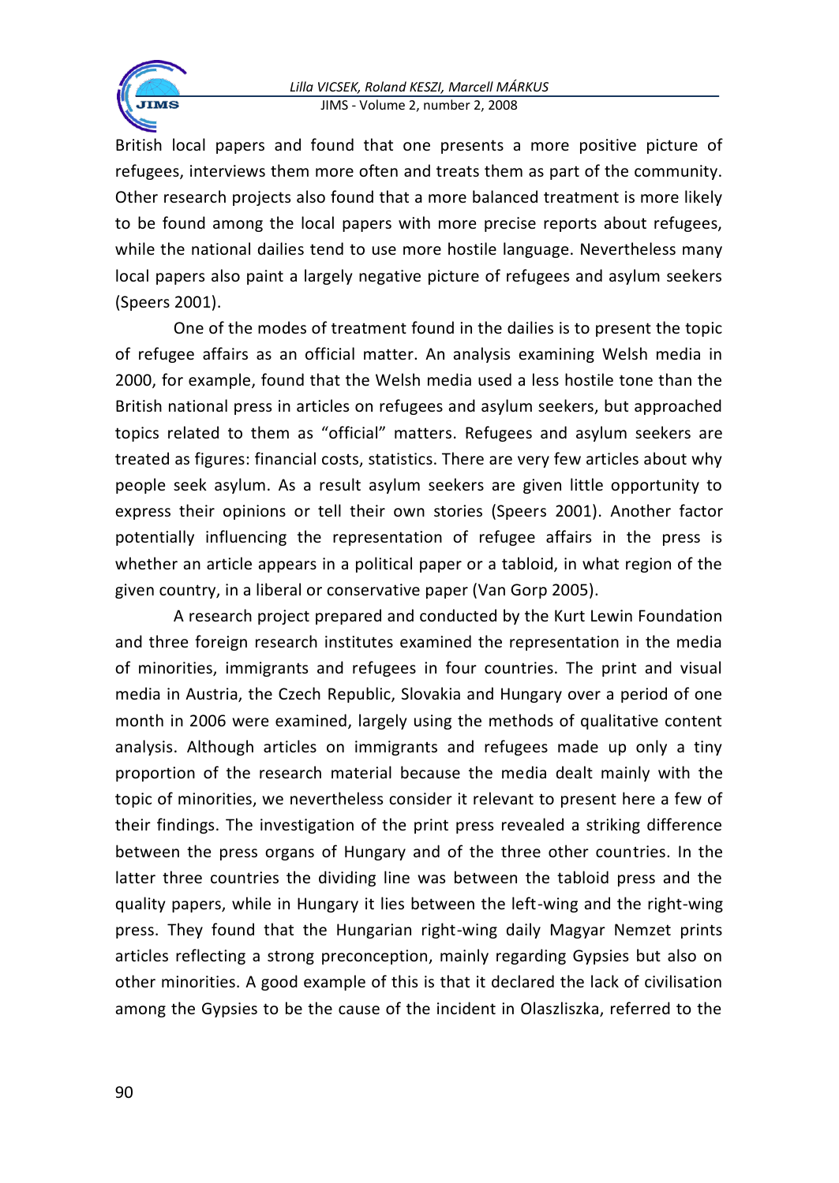British local papers and found that one presents a more positive picture of refugees, interviews them more often and treats them as part of the community. Other research projects also found that a more balanced treatment is more likely to be found among the local papers with more precise reports about refugees, while the national dailies tend to use more hostile language. Nevertheless many local papers also paint a largely negative picture of refugees and asylum seekers (Speers 2001).

One of the modes of treatment found in the dailies is to present the topic of refugee affairs as an official matter. An analysis examining Welsh media in 2000, for example, found that the Welsh media used a less hostile tone than the British national press in articles on refugees and asylum seekers, but approached topics related to them as "official" matters. Refugees and asylum seekers are treated as figures: financial costs, statistics. There are very few articles about why people seek asylum. As a result asylum seekers are given little opportunity to express their opinions or tell their own stories (Speers 2001). Another factor potentially influencing the representation of refugee affairs in the press is whether an article appears in a political paper or a tabloid, in what region of the given country, in a liberal or conservative paper (Van Gorp 2005).

A research project prepared and conducted by the Kurt Lewin Foundation and three foreign research institutes examined the representation in the media of minorities, immigrants and refugees in four countries. The print and visual media in Austria, the Czech Republic, Slovakia and Hungary over a period of one month in 2006 were examined, largely using the methods of qualitative content analysis. Although articles on immigrants and refugees made up only a tiny proportion of the research material because the media dealt mainly with the topic of minorities, we nevertheless consider it relevant to present here a few of their findings. The investigation of the print press revealed a striking difference between the press organs of Hungary and of the three other countries. In the latter three countries the dividing line was between the tabloid press and the quality papers, while in Hungary it lies between the left-wing and the right-wing press. They found that the Hungarian right-wing daily Magyar Nemzet prints articles reflecting a strong preconception, mainly regarding Gypsies but also on other minorities. A good example of this is that it declared the lack of civilisation among the Gypsies to be the cause of the incident in Olaszliszka, referred to the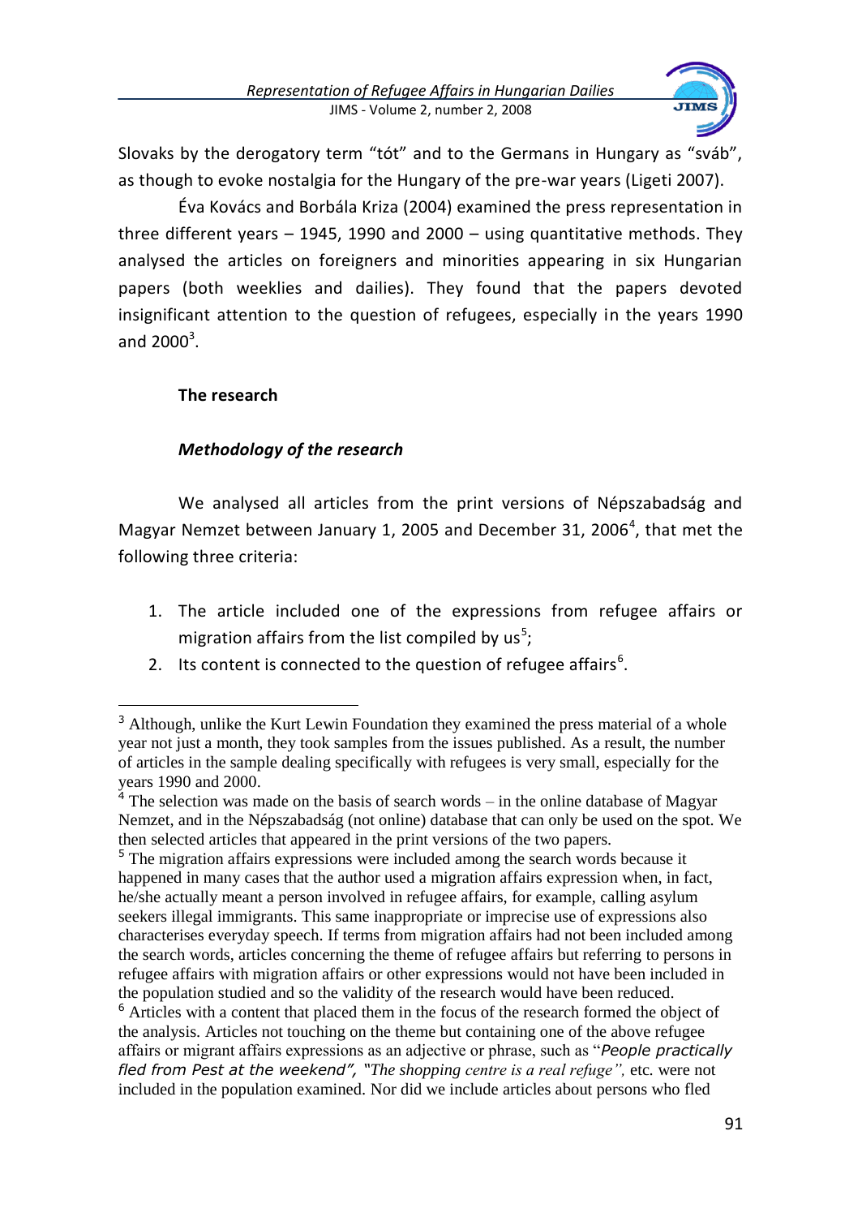Slovaks by the derogatory term "tót" and to the Germans in Hungary as "sváb", as though to evoke nostalgia for the Hungary of the pre-war years (Ligeti 2007).

Éva Kovács and Borbála Kriza (2004) examined the press representation in three different years – 1945, 1990 and 2000 – using quantitative methods. They analysed the articles on foreigners and minorities appearing in six Hungarian papers (both weeklies and dailies). They found that the papers devoted insignificant attention to the question of refugees, especially in the years 1990 and 2000[3].

## The research

### *Methodology of the research*

We analysed all articles from the print versions of Népszabadság and Magyar Nemzet between January 1, 2005 and December 31, 2006[4], that met the following three criteria:

1. The article included one of the expressions from refugee affairs or migration affairs from the list compiled by us[5];
2. Its content is connected to the question of refugee affairs[6].

---

[3] Although, unlike the Kurt Lewin Foundation they examined the press material of a whole year not just a month, they took samples from the issues published. As a result, the number of articles in the sample dealing specifically with refugees is very small, especially for the years 1990 and 2000.

[4] The selection was made on the basis of search words – in the online database of Magyar Nemzet, and in the Népszabadság (not online) database that can only be used on the spot. We then selected articles that appeared in the print versions of the two papers.

[5] The migration affairs expressions were included among the search words because it happened in many cases that the author used a migration affairs expression when, in fact, he/she actually meant a person involved in refugee affairs, for example, calling asylum seekers illegal immigrants. This same inappropriate or imprecise use of expressions also characterises everyday speech. If terms from migration affairs had not been included among the search words, articles concerning the theme of refugee affairs but referring to persons in refugee affairs with migration affairs or other expressions would not have been included in the population studied and so the validity of the research would have been reduced.

[6] Articles with a content that placed them in the focus of the research formed the object of the analysis. Articles not touching on the theme but containing one of the above refugee affairs or migrant affairs expressions as an adjective or phrase, such as "*People practically fled from Pest at the weekend*", "*The shopping centre is a real refuge*", etc. were not included in the population examined. Nor did we include articles about persons who fled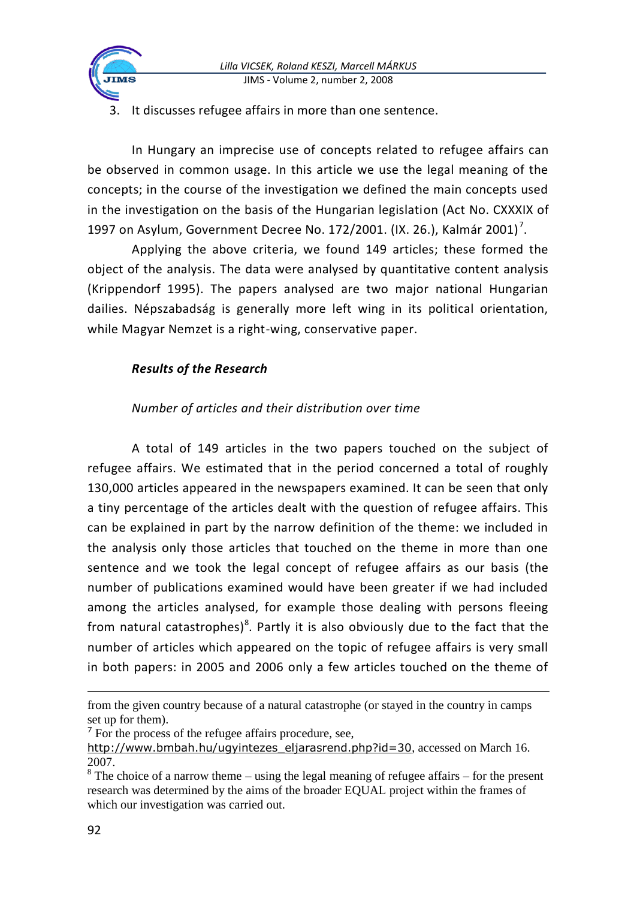3. It discusses refugee affairs in more than one sentence.

In Hungary an imprecise use of concepts related to refugee affairs can be observed in common usage. In this article we use the legal meaning of the concepts; in the course of the investigation we defined the main concepts used in the investigation on the basis of the Hungarian legislation (Act No. CXXXIX of 1997 on Asylum, Government Decree No. 172/2001. (IX. 26.), Kalmár 2001)[7].

Applying the above criteria, we found 149 articles; these formed the object of the analysis. The data were analysed by quantitative content analysis (Krippendorf 1995). The papers analysed are two major national Hungarian dailies. Népszabadság is generally more left wing in its political orientation, while Magyar Nemzet is a right-wing, conservative paper.

### *Results of the Research*

#### *Number of articles and their distribution over time*

A total of 149 articles in the two papers touched on the subject of refugee affairs. We estimated that in the period concerned a total of roughly 130,000 articles appeared in the newspapers examined. It can be seen that only a tiny percentage of the articles dealt with the question of refugee affairs. This can be explained in part by the narrow definition of the theme: we included in the analysis only those articles that touched on the theme in more than one sentence and we took the legal concept of refugee affairs as our basis (the number of publications examined would have been greater if we had included among the articles analysed, for example those dealing with persons fleeing from natural catastrophes)[8]. Partly it is also obviously due to the fact that the number of articles which appeared on the topic of refugee affairs is very small in both papers: in 2005 and 2006 only a few articles touched on the theme of

---

from the given country because of a natural catastrophe (or stayed in the country in camps set up for them).

[7] For the process of the refugee affairs procedure, see, http://www.bmbah.hu/ugyintezes_eljarasrend.php?id=30, accessed on March 16. 2007.

[8] The choice of a narrow theme – using the legal meaning of refugee affairs – for the present research was determined by the aims of the broader EQUAL project within the frames of which our investigation was carried out.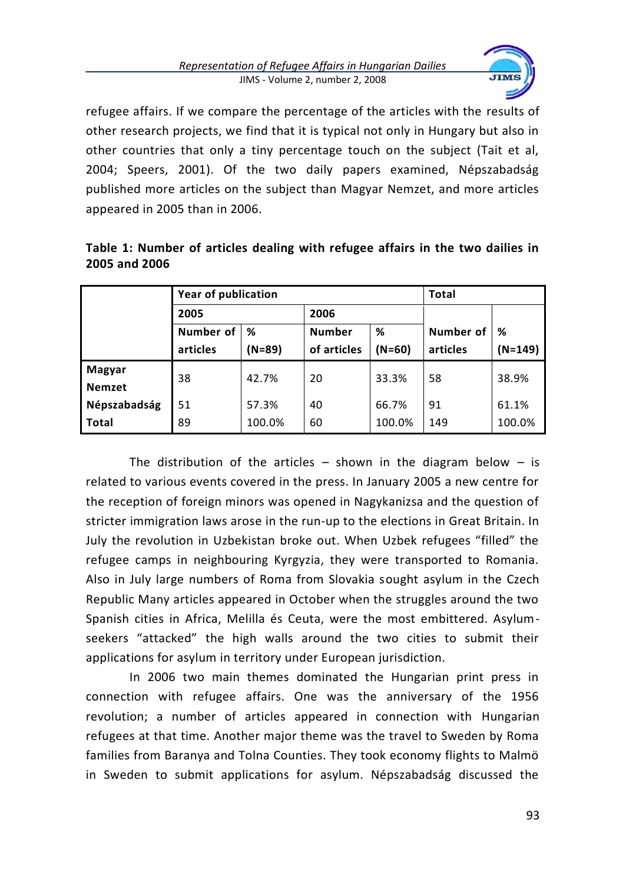refugee affairs. If we compare the percentage of the articles with the results of other research projects, we find that it is typical not only in Hungary but also in other countries that only a tiny percentage touch on the subject (Tait et al, 2004; Speers, 2001). Of the two daily papers examined, Népszabadság published more articles on the subject than Magyar Nemzet, and more articles appeared in 2005 than in 2006.

**Table 1: Number of articles dealing with refugee affairs in the two dailies in 2005 and 2006**

| | Year of publication | | | | Total | |
|---|---|---|---|---|---|---|
| | 2005 | | 2006 | | | |
| | Number of articles | % (N=89) | Number of articles | % (N=60) | Number of articles | % (N=149) |
| **Magyar Nemzet** | 38 | 42.7% | 20 | 33.3% | 58 | 38.9% |
| **Népszabadság** | 51 | 57.3% | 40 | 66.7% | 91 | 61.1% |
| **Total** | 89 | 100.0% | 60 | 100.0% | 149 | 100.0% |

The distribution of the articles – shown in the diagram below – is related to various events covered in the press. In January 2005 a new centre for the reception of foreign minors was opened in Nagykanizsa and the question of stricter immigration laws arose in the run-up to the elections in Great Britain. In July the revolution in Uzbekistan broke out. When Uzbek refugees "filled" the refugee camps in neighbouring Kyrgyzia, they were transported to Romania. Also in July large numbers of Roma from Slovakia sought asylum in the Czech Republic Many articles appeared in October when the struggles around the two Spanish cities in Africa, Melilla és Ceuta, were the most embittered. Asylum-seekers "attacked" the high walls around the two cities to submit their applications for asylum in territory under European jurisdiction.

In 2006 two main themes dominated the Hungarian print press in connection with refugee affairs. One was the anniversary of the 1956 revolution; a number of articles appeared in connection with Hungarian refugees at that time. Another major theme was the travel to Sweden by Roma families from Baranya and Tolna Counties. They took economy flights to Malmö in Sweden to submit applications for asylum. Népszabadság discussed the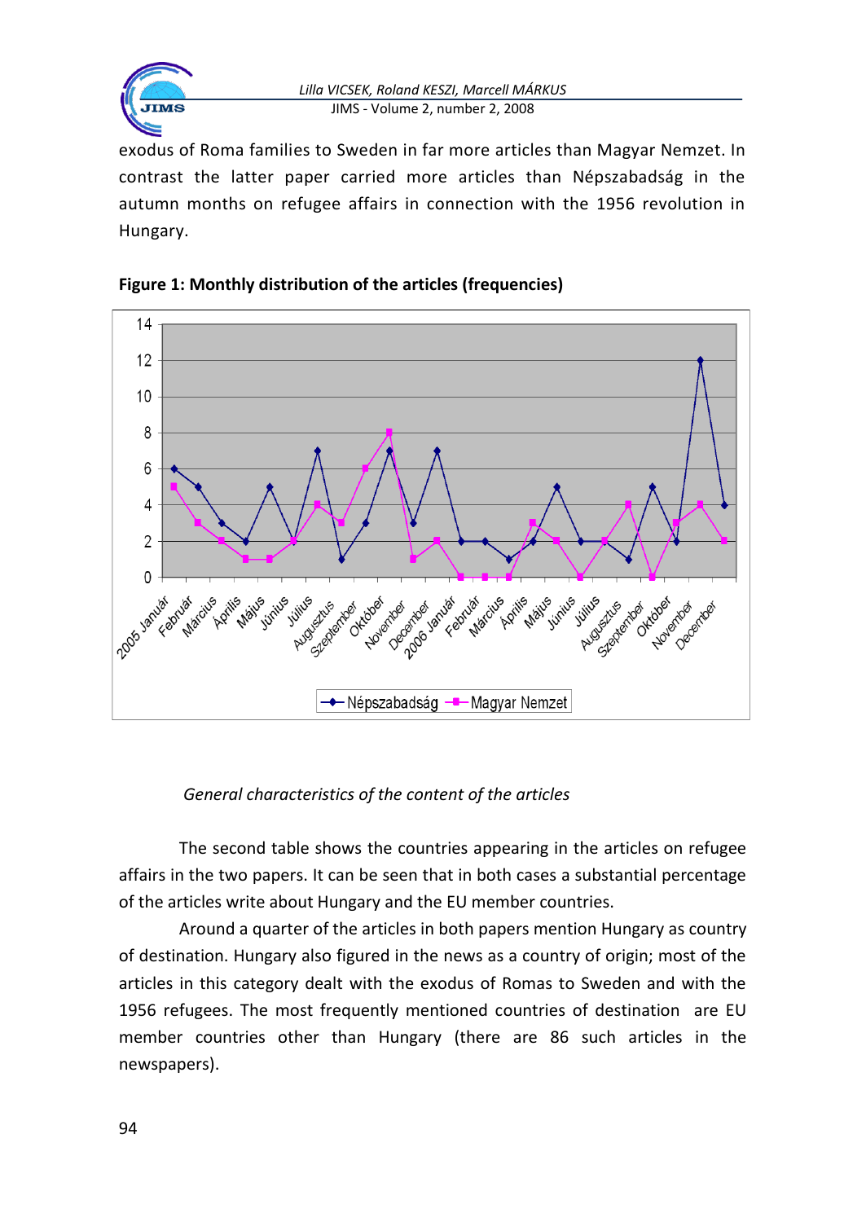exodus of Roma families to Sweden in far more articles than Magyar Nemzet. In contrast the latter paper carried more articles than Népszabadság in the autumn months on refugee affairs in connection with the 1956 revolution in Hungary.

**Figure 1: Monthly distribution of the articles (frequencies)**

*General characteristics of the content of the articles*

The second table shows the countries appearing in the articles on refugee affairs in the two papers. It can be seen that in both cases a substantial percentage of the articles write about Hungary and the EU member countries.

Around a quarter of the articles in both papers mention Hungary as country of destination. Hungary also figured in the news as a country of origin; most of the articles in this category dealt with the exodus of Romas to Sweden and with the 1956 refugees. The most frequently mentioned countries of destination are EU member countries other than Hungary (there are 86 such articles in the newspapers).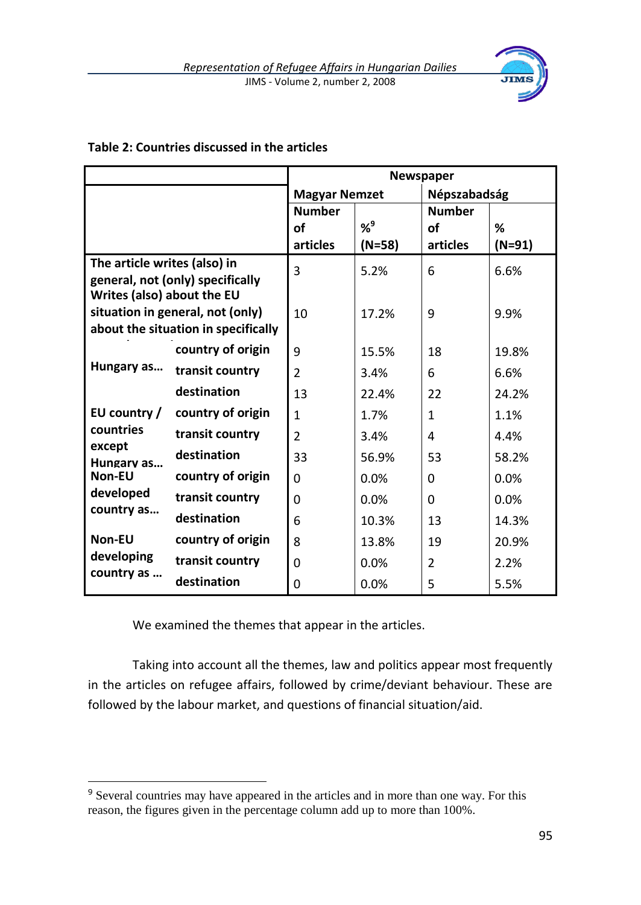**Table 2: Countries discussed in the articles**

| | | Newspaper | | | |
|---|---|---|---|---|---|
| | | Magyar Nemzet | | Népszabadság | |
| | | Number of articles | %[9] (N=58) | Number of articles | % (N=91) |
| The article writes (also) in general, not (only) specifically | | 3 | 5.2% | 6 | 6.6% |
| Writes (also) about the EU situation in general, not (only) about the situation in specifically | | 10 | 17.2% | 9 | 9.9% |
| Hungary as… | country of origin | 9 | 15.5% | 18 | 19.8% |
| | transit country | 2 | 3.4% | 6 | 6.6% |
| | destination | 13 | 22.4% | 22 | 24.2% |
| EU country / countries except Hungary as… | country of origin | 1 | 1.7% | 1 | 1.1% |
| | transit country | 2 | 3.4% | 4 | 4.4% |
| | destination | 33 | 56.9% | 53 | 58.2% |
| Non-EU developed country as… | country of origin | 0 | 0.0% | 0 | 0.0% |
| | transit country | 0 | 0.0% | 0 | 0.0% |
| | destination | 6 | 10.3% | 13 | 14.3% |
| Non-EU developing country as … | country of origin | 8 | 13.8% | 19 | 20.9% |
| | transit country | 0 | 0.0% | 2 | 2.2% |
| | destination | 0 | 0.0% | 5 | 5.5% |

We examined the themes that appear in the articles.

Taking into account all the themes, law and politics appear most frequently in the articles on refugee affairs, followed by crime/deviant behaviour. These are followed by the labour market, and questions of financial situation/aid.

[9] Several countries may have appeared in the articles and in more than one way. For this reason, the figures given in the percentage column add up to more than 100%.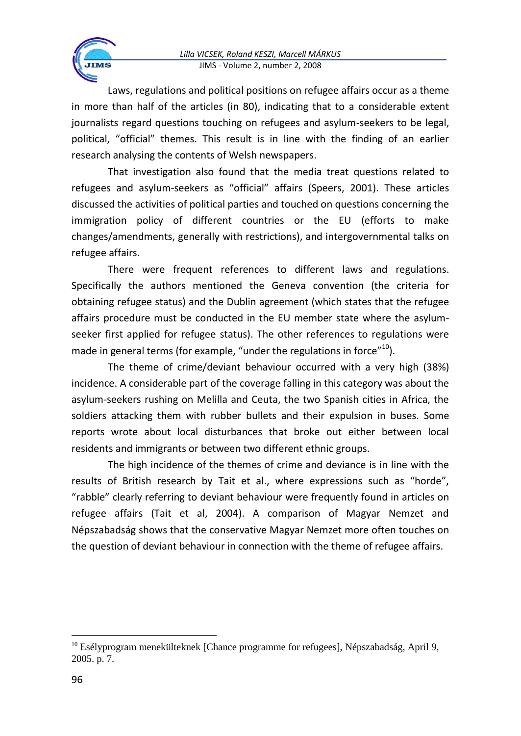Laws, regulations and political positions on refugee affairs occur as a theme in more than half of the articles (in 80), indicating that to a considerable extent journalists regard questions touching on refugees and asylum-seekers to be legal, political, "official" themes. This result is in line with the finding of an earlier research analysing the contents of Welsh newspapers.

That investigation also found that the media treat questions related to refugees and asylum-seekers as "official" affairs (Speers, 2001). These articles discussed the activities of political parties and touched on questions concerning the immigration policy of different countries or the EU (efforts to make changes/amendments, generally with restrictions), and intergovernmental talks on refugee affairs.

There were frequent references to different laws and regulations. Specifically the authors mentioned the Geneva convention (the criteria for obtaining refugee status) and the Dublin agreement (which states that the refugee affairs procedure must be conducted in the EU member state where the asylum-seeker first applied for refugee status). The other references to regulations were made in general terms (for example, "under the regulations in force"[10]).

The theme of crime/deviant behaviour occurred with a very high (38%) incidence. A considerable part of the coverage falling in this category was about the asylum-seekers rushing on Melilla and Ceuta, the two Spanish cities in Africa, the soldiers attacking them with rubber bullets and their expulsion in buses. Some reports wrote about local disturbances that broke out either between local residents and immigrants or between two different ethnic groups.

The high incidence of the themes of crime and deviance is in line with the results of British research by Tait et al., where expressions such as "horde", "rabble" clearly referring to deviant behaviour were frequently found in articles on refugee affairs (Tait et al, 2004). A comparison of Magyar Nemzet and Népszabadság shows that the conservative Magyar Nemzet more often touches on the question of deviant behaviour in connection with the theme of refugee affairs.

---

[10] Esélyprogram menekülteknek [Chance programme for refugees], Népszabadság, April 9, 2005. p. 7.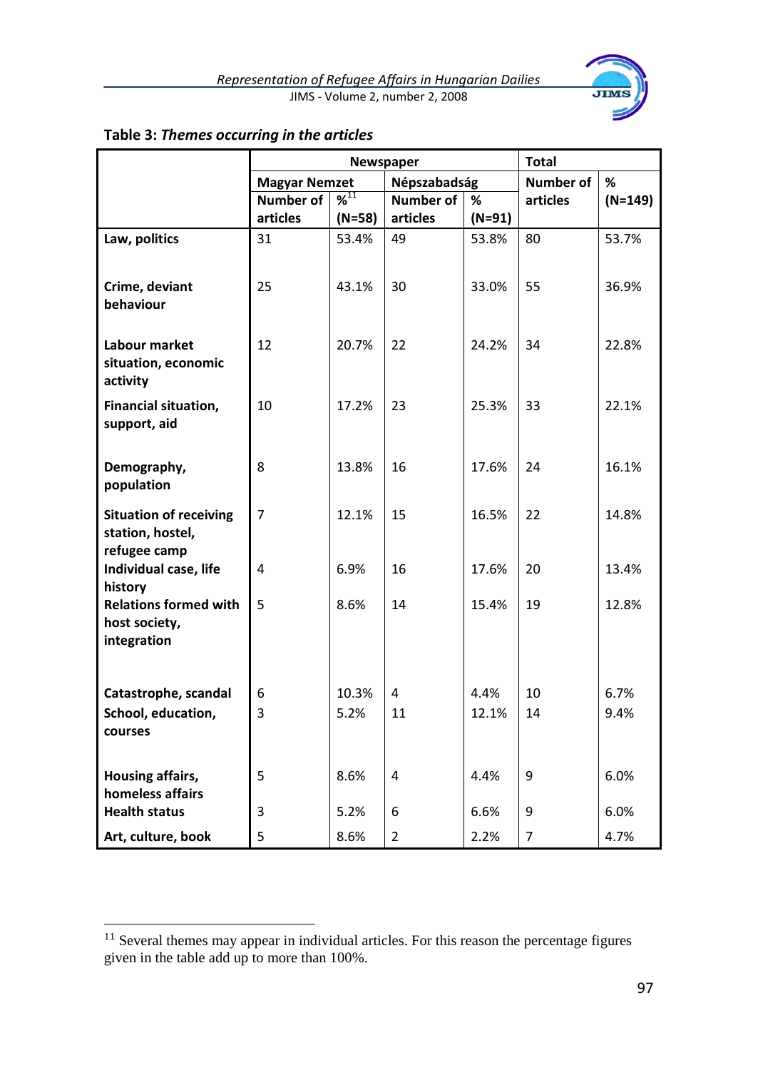Table 3: *Themes occurring in the articles*

| | Newspaper | | | | Total | |
|---|---|---|---|---|---|---|
| | Magyar Nemzet | | Népszabadság | | | |
| | Number of articles | %[11] (N=58) | Number of articles | % (N=91) | Number of articles | % (N=149) |
| **Law, politics** | 31 | 53.4% | 49 | 53.8% | 80 | 53.7% |
| **Crime, deviant behaviour** | 25 | 43.1% | 30 | 33.0% | 55 | 36.9% |
| **Labour market situation, economic activity** | 12 | 20.7% | 22 | 24.2% | 34 | 22.8% |
| **Financial situation, support, aid** | 10 | 17.2% | 23 | 25.3% | 33 | 22.1% |
| **Demography, population** | 8 | 13.8% | 16 | 17.6% | 24 | 16.1% |
| **Situation of receiving station, hostel, refugee camp** | 7 | 12.1% | 15 | 16.5% | 22 | 14.8% |
| **Individual case, life history** | 4 | 6.9% | 16 | 17.6% | 20 | 13.4% |
| **Relations formed with host society, integration** | 5 | 8.6% | 14 | 15.4% | 19 | 12.8% |
| **Catastrophe, scandal** | 6 | 10.3% | 4 | 4.4% | 10 | 6.7% |
| **School, education, courses** | 3 | 5.2% | 11 | 12.1% | 14 | 9.4% |
| **Housing affairs, homeless affairs** | 5 | 8.6% | 4 | 4.4% | 9 | 6.0% |
| **Health status** | 3 | 5.2% | 6 | 6.6% | 9 | 6.0% |
| **Art, culture, book** | 5 | 8.6% | 2 | 2.2% | 7 | 4.7% |

[11] Several themes may appear in individual articles. For this reason the percentage figures given in the table add up to more than 100%.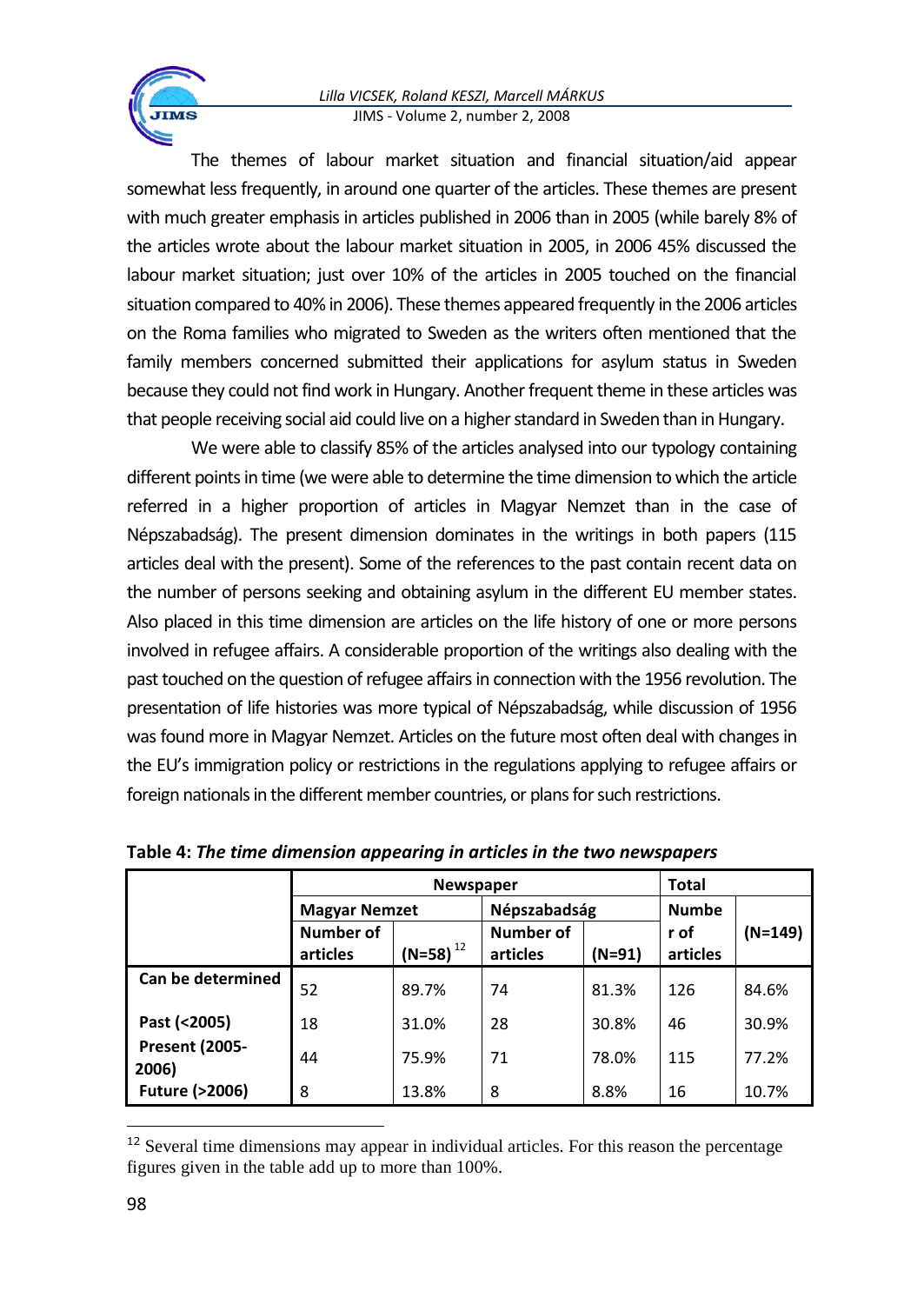The themes of labour market situation and financial situation/aid appear somewhat less frequently, in around one quarter of the articles. These themes are present with much greater emphasis in articles published in 2006 than in 2005 (while barely 8% of the articles wrote about the labour market situation in 2005, in 2006 45% discussed the labour market situation; just over 10% of the articles in 2005 touched on the financial situation compared to 40% in 2006). These themes appeared frequently in the 2006 articles on the Roma families who migrated to Sweden as the writers often mentioned that the family members concerned submitted their applications for asylum status in Sweden because they could not find work in Hungary. Another frequent theme in these articles was that people receiving social aid could live on a higher standard in Sweden than in Hungary.

We were able to classify 85% of the articles analysed into our typology containing different points in time (we were able to determine the time dimension to which the article referred in a higher proportion of articles in Magyar Nemzet than in the case of Népszabadság). The present dimension dominates in the writings in both papers (115 articles deal with the present). Some of the references to the past contain recent data on the number of persons seeking and obtaining asylum in the different EU member states. Also placed in this time dimension are articles on the life history of one or more persons involved in refugee affairs. A considerable proportion of the writings also dealing with the past touched on the question of refugee affairs in connection with the 1956 revolution. The presentation of life histories was more typical of Népszabadság, while discussion of 1956 was found more in Magyar Nemzet. Articles on the future most often deal with changes in the EU's immigration policy or restrictions in the regulations applying to refugee affairs or foreign nationals in the different member countries, or plans for such restrictions.

**Table 4:** ***The time dimension appearing in articles in the two newspapers***

| | Newspaper | | | | Total | |
|---|---|---|---|---|---|---|
| | Magyar Nemzet | | Népszabadság | | Number of articles | (N=149) |
| | Number of articles | (N=58) [12] | Number of articles | (N=91) | | |
| Can be determined | 52 | 89.7% | 74 | 81.3% | 126 | 84.6% |
| Past (<2005) | 18 | 31.0% | 28 | 30.8% | 46 | 30.9% |
| Present (2005-2006) | 44 | 75.9% | 71 | 78.0% | 115 | 77.2% |
| Future (>2006) | 8 | 13.8% | 8 | 8.8% | 16 | 10.7% |

[12] Several time dimensions may appear in individual articles. For this reason the percentage figures given in the table add up to more than 100%.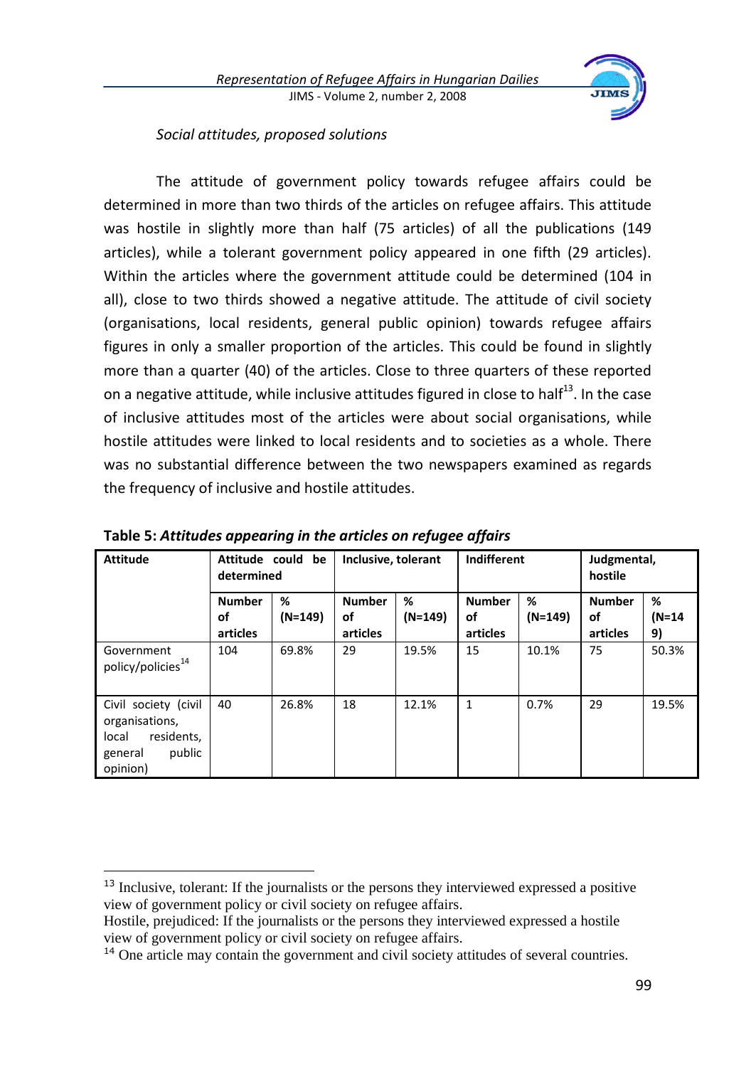*Social attitudes, proposed solutions*

The attitude of government policy towards refugee affairs could be determined in more than two thirds of the articles on refugee affairs. This attitude was hostile in slightly more than half (75 articles) of all the publications (149 articles), while a tolerant government policy appeared in one fifth (29 articles). Within the articles where the government attitude could be determined (104 in all), close to two thirds showed a negative attitude. The attitude of civil society (organisations, local residents, general public opinion) towards refugee affairs figures in only a smaller proportion of the articles. This could be found in slightly more than a quarter (40) of the articles. Close to three quarters of these reported on a negative attitude, while inclusive attitudes figured in close to half[13]. In the case of inclusive attitudes most of the articles were about social organisations, while hostile attitudes were linked to local residents and to societies as a whole. There was no substantial difference between the two newspapers examined as regards the frequency of inclusive and hostile attitudes.

**Table 5:** ***Attitudes appearing in the articles on refugee affairs***

| Attitude | Attitude could be determined | | Inclusive, tolerant | | Indifferent | | Judgmental, hostile | |
|---|---|---|---|---|---|---|---|---|
| | **Number of articles** | **% (N=149)** | **Number of articles** | **% (N=149)** | **Number of articles** | **% (N=149)** | **Number of articles** | **% (N=149)** |
| Government policy/policies[14] | 104 | 69.8% | 29 | 19.5% | 15 | 10.1% | 75 | 50.3% |
| Civil society (civil organisations, local residents, general public opinion) | 40 | 26.8% | 18 | 12.1% | 1 | 0.7% | 29 | 19.5% |

---

[13] Inclusive, tolerant: If the journalists or the persons they interviewed expressed a positive view of government policy or civil society on refugee affairs.
Hostile, prejudiced: If the journalists or the persons they interviewed expressed a hostile view of government policy or civil society on refugee affairs.

[14] One article may contain the government and civil society attitudes of several countries.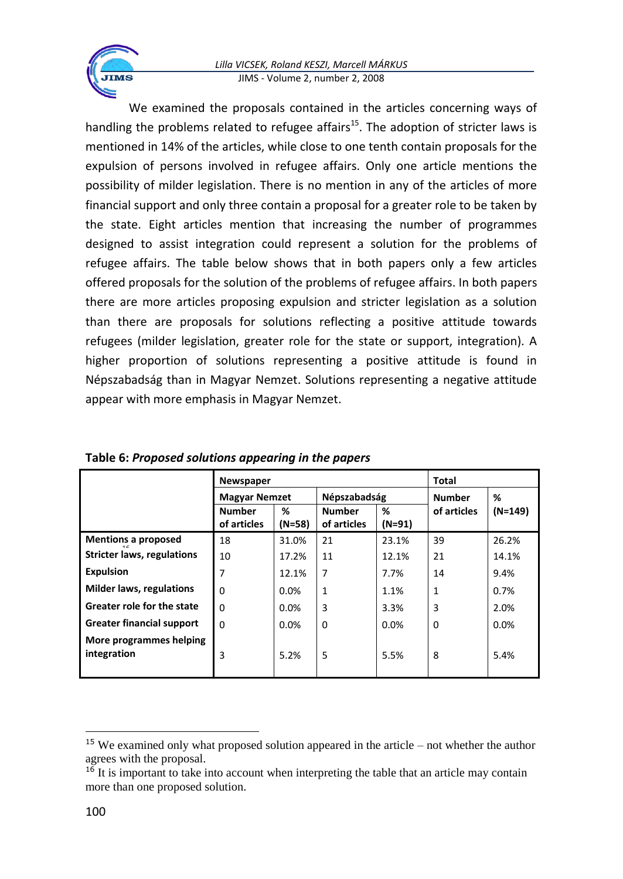We examined the proposals contained in the articles concerning ways of handling the problems related to refugee affairs[15]. The adoption of stricter laws is mentioned in 14% of the articles, while close to one tenth contain proposals for the expulsion of persons involved in refugee affairs. Only one article mentions the possibility of milder legislation. There is no mention in any of the articles of more financial support and only three contain a proposal for a greater role to be taken by the state. Eight articles mention that increasing the number of programmes designed to assist integration could represent a solution for the problems of refugee affairs. The table below shows that in both papers only a few articles offered proposals for the solution of the problems of refugee affairs. In both papers there are more articles proposing expulsion and stricter legislation as a solution than there are proposals for solutions reflecting a positive attitude towards refugees (milder legislation, greater role for the state or support, integration). A higher proportion of solutions representing a positive attitude is found in Népszabadság than in Magyar Nemzet. Solutions representing a negative attitude appear with more emphasis in Magyar Nemzet.

**Table 6:** ***Proposed solutions appearing in the papers***

| | Newspaper | | | | Total | |
|---|---|---|---|---|---|---|
| | Magyar Nemzet | | Népszabadság | | Number of articles | % (N=149) |
| | Number of articles | % (N=58) | Number of articles | % (N=91) | | |
| **Mentions a proposed**[16] | 18 | 31.0% | 21 | 23.1% | 39 | 26.2% |
| **Stricter laws, regulations** | 10 | 17.2% | 11 | 12.1% | 21 | 14.1% |
| **Expulsion** | 7 | 12.1% | 7 | 7.7% | 14 | 9.4% |
| **Milder laws, regulations** | 0 | 0.0% | 1 | 1.1% | 1 | 0.7% |
| **Greater role for the state** | 0 | 0.0% | 3 | 3.3% | 3 | 2.0% |
| **Greater financial support** | 0 | 0.0% | 0 | 0.0% | 0 | 0.0% |
| **More programmes helping integration** | 3 | 5.2% | 5 | 5.5% | 8 | 5.4% |

---

[15] We examined only what proposed solution appeared in the article – not whether the author agrees with the proposal.

[16] It is important to take into account when interpreting the table that an article may contain more than one proposed solution.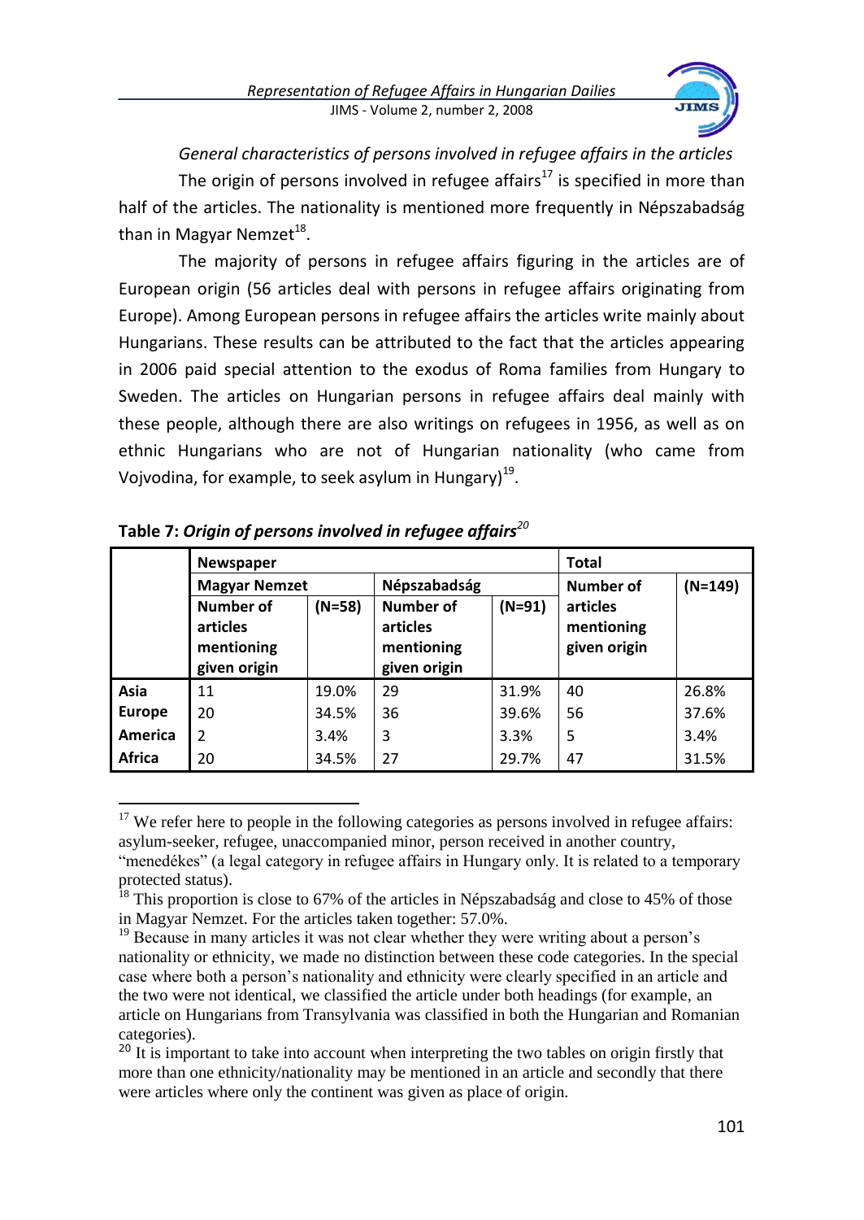*General characteristics of persons involved in refugee affairs in the articles*

The origin of persons involved in refugee affairs[17] is specified in more than half of the articles. The nationality is mentioned more frequently in Népszabadság than in Magyar Nemzet[18].

The majority of persons in refugee affairs figuring in the articles are of European origin (56 articles deal with persons in refugee affairs originating from Europe). Among European persons in refugee affairs the articles write mainly about Hungarians. These results can be attributed to the fact that the articles appearing in 2006 paid special attention to the exodus of Roma families from Hungary to Sweden. The articles on Hungarian persons in refugee affairs deal mainly with these people, although there are also writings on refugees in 1956, as well as on ethnic Hungarians who are not of Hungarian nationality (who came from Vojvodina, for example, to seek asylum in Hungary)[19].

**Table 7:** ***Origin of persons involved in refugee affairs***[20]

| | **Newspaper** | | | | **Total** | |
|---|---|---|---|---|---|---|
| | **Magyar Nemzet** | | **Népszabadság** | | **Number of articles mentioning given origin** | **(N=149)** |
| | **Number of articles mentioning given origin** | **(N=58)** | **Number of articles mentioning given origin** | **(N=91)** | | |
| **Asia** | 11 | 19.0% | 29 | 31.9% | 40 | 26.8% |
| **Europe** | 20 | 34.5% | 36 | 39.6% | 56 | 37.6% |
| **America** | 2 | 3.4% | 3 | 3.3% | 5 | 3.4% |
| **Africa** | 20 | 34.5% | 27 | 29.7% | 47 | 31.5% |

[17] We refer here to people in the following categories as persons involved in refugee affairs: asylum-seeker, refugee, unaccompanied minor, person received in another country, "menedékes" (a legal category in refugee affairs in Hungary only. It is related to a temporary protected status).

[18] This proportion is close to 67% of the articles in Népszabadság and close to 45% of those in Magyar Nemzet. For the articles taken together: 57.0%.

[19] Because in many articles it was not clear whether they were writing about a person's nationality or ethnicity, we made no distinction between these code categories. In the special case where both a person's nationality and ethnicity were clearly specified in an article and the two were not identical, we classified the article under both headings (for example, an article on Hungarians from Transylvania was classified in both the Hungarian and Romanian categories).

[20] It is important to take into account when interpreting the two tables on origin firstly that more than one ethnicity/nationality may be mentioned in an article and secondly that there were articles where only the continent was given as place of origin.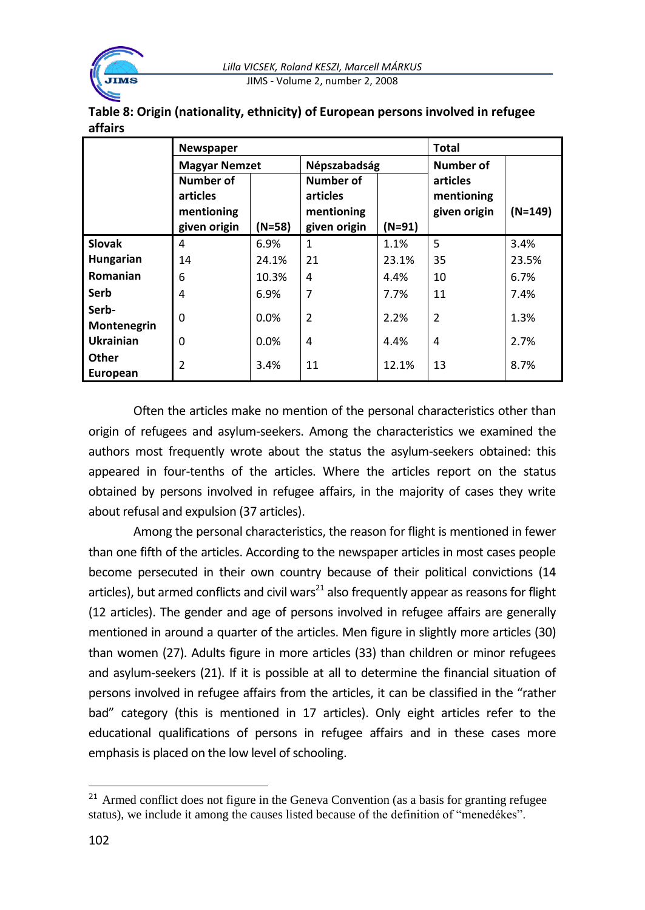**Table 8: Origin (nationality, ethnicity) of European persons involved in refugee affairs**

| | Newspaper | | | | Total | |
|---|---|---|---|---|---|---|
| | Magyar Nemzet | | Népszabadság | | Number of articles mentioning given origin | (N=149) |
| | Number of articles mentioning given origin | (N=58) | Number of articles mentioning given origin | (N=91) | | |
| **Slovak** | 4 | 6.9% | 1 | 1.1% | 5 | 3.4% |
| **Hungarian** | 14 | 24.1% | 21 | 23.1% | 35 | 23.5% |
| **Romanian** | 6 | 10.3% | 4 | 4.4% | 10 | 6.7% |
| **Serb** | 4 | 6.9% | 7 | 7.7% | 11 | 7.4% |
| **Serb-Montenegrin** | 0 | 0.0% | 2 | 2.2% | 2 | 1.3% |
| **Ukrainian** | 0 | 0.0% | 4 | 4.4% | 4 | 2.7% |
| **Other European** | 2 | 3.4% | 11 | 12.1% | 13 | 8.7% |

Often the articles make no mention of the personal characteristics other than origin of refugees and asylum-seekers. Among the characteristics we examined the authors most frequently wrote about the status the asylum-seekers obtained: this appeared in four-tenths of the articles. Where the articles report on the status obtained by persons involved in refugee affairs, in the majority of cases they write about refusal and expulsion (37 articles).

Among the personal characteristics, the reason for flight is mentioned in fewer than one fifth of the articles. According to the newspaper articles in most cases people become persecuted in their own country because of their political convictions (14 articles), but armed conflicts and civil wars[21] also frequently appear as reasons for flight (12 articles). The gender and age of persons involved in refugee affairs are generally mentioned in around a quarter of the articles. Men figure in slightly more articles (30) than women (27). Adults figure in more articles (33) than children or minor refugees and asylum-seekers (21). If it is possible at all to determine the financial situation of persons involved in refugee affairs from the articles, it can be classified in the "rather bad" category (this is mentioned in 17 articles). Only eight articles refer to the educational qualifications of persons in refugee affairs and in these cases more emphasis is placed on the low level of schooling.

---

[21] Armed conflict does not figure in the Geneva Convention (as a basis for granting refugee status), we include it among the causes listed because of the definition of "menedékes".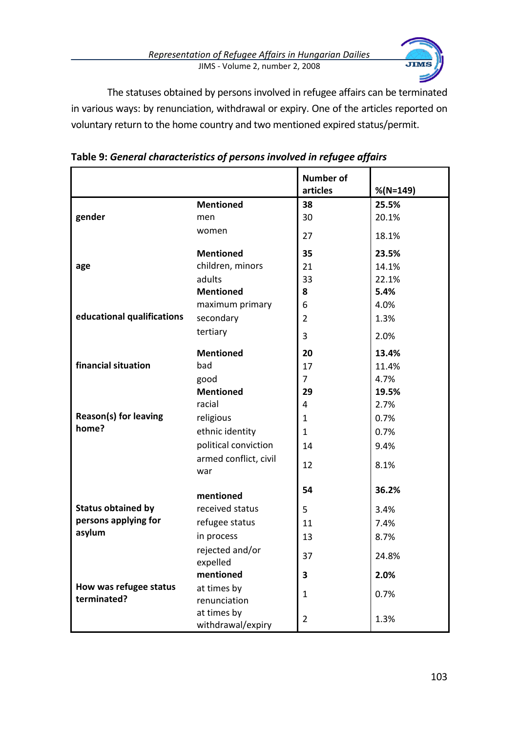The statuses obtained by persons involved in refugee affairs can be terminated in various ways: by renunciation, withdrawal or expiry. One of the articles reported on voluntary return to the home country and two mentioned expired status/permit.

**Table 9:** ***General characteristics of persons involved in refugee affairs***

| | | Number of articles | %(N=149) |
|---|---|---|---|
| **gender** | **Mentioned** | **38** | **25.5%** |
| | men | 30 | 20.1% |
| | women | 27 | 18.1% |
| **age** | **Mentioned** | **35** | **23.5%** |
| | children, minors | 21 | 14.1% |
| | adults | 33 | 22.1% |
| **educational qualifications** | **Mentioned** | **8** | **5.4%** |
| | maximum primary | 6 | 4.0% |
| | secondary | 2 | 1.3% |
| | tertiary | 3 | 2.0% |
| **financial situation** | **Mentioned** | **20** | **13.4%** |
| | bad | 17 | 11.4% |
| | good | 7 | 4.7% |
| **Reason(s) for leaving home?** | **Mentioned** | **29** | **19.5%** |
| | racial | 4 | 2.7% |
| | religious | 1 | 0.7% |
| | ethnic identity | 1 | 0.7% |
| | political conviction | 14 | 9.4% |
| | armed conflict, civil war | 12 | 8.1% |
| **Status obtained by persons applying for asylum** | **mentioned** | **54** | **36.2%** |
| | received status | 5 | 3.4% |
| | refugee status | 11 | 7.4% |
| | in process | 13 | 8.7% |
| | rejected and/or expelled | 37 | 24.8% |
| **How was refugee status terminated?** | **mentioned** | **3** | **2.0%** |
| | at times by renunciation | 1 | 0.7% |
| | at times by withdrawal/expiry | 2 | 1.3% |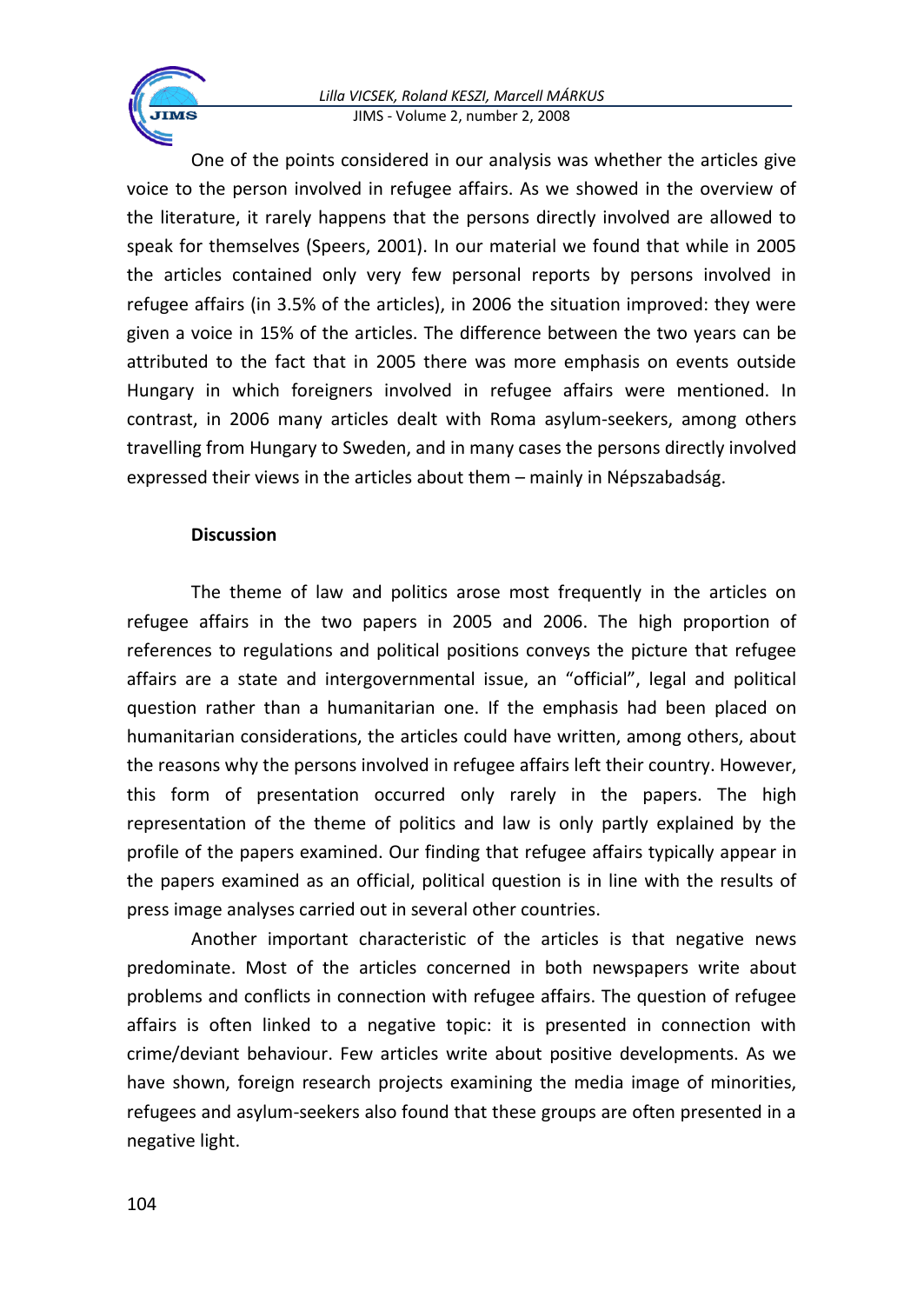One of the points considered in our analysis was whether the articles give voice to the person involved in refugee affairs. As we showed in the overview of the literature, it rarely happens that the persons directly involved are allowed to speak for themselves (Speers, 2001). In our material we found that while in 2005 the articles contained only very few personal reports by persons involved in refugee affairs (in 3.5% of the articles), in 2006 the situation improved: they were given a voice in 15% of the articles. The difference between the two years can be attributed to the fact that in 2005 there was more emphasis on events outside Hungary in which foreigners involved in refugee affairs were mentioned. In contrast, in 2006 many articles dealt with Roma asylum-seekers, among others travelling from Hungary to Sweden, and in many cases the persons directly involved expressed their views in the articles about them – mainly in Népszabadság.

## Discussion

The theme of law and politics arose most frequently in the articles on refugee affairs in the two papers in 2005 and 2006. The high proportion of references to regulations and political positions conveys the picture that refugee affairs are a state and intergovernmental issue, an "official", legal and political question rather than a humanitarian one. If the emphasis had been placed on humanitarian considerations, the articles could have written, among others, about the reasons why the persons involved in refugee affairs left their country. However, this form of presentation occurred only rarely in the papers. The high representation of the theme of politics and law is only partly explained by the profile of the papers examined. Our finding that refugee affairs typically appear in the papers examined as an official, political question is in line with the results of press image analyses carried out in several other countries.

Another important characteristic of the articles is that negative news predominate. Most of the articles concerned in both newspapers write about problems and conflicts in connection with refugee affairs. The question of refugee affairs is often linked to a negative topic: it is presented in connection with crime/deviant behaviour. Few articles write about positive developments. As we have shown, foreign research projects examining the media image of minorities, refugees and asylum-seekers also found that these groups are often presented in a negative light.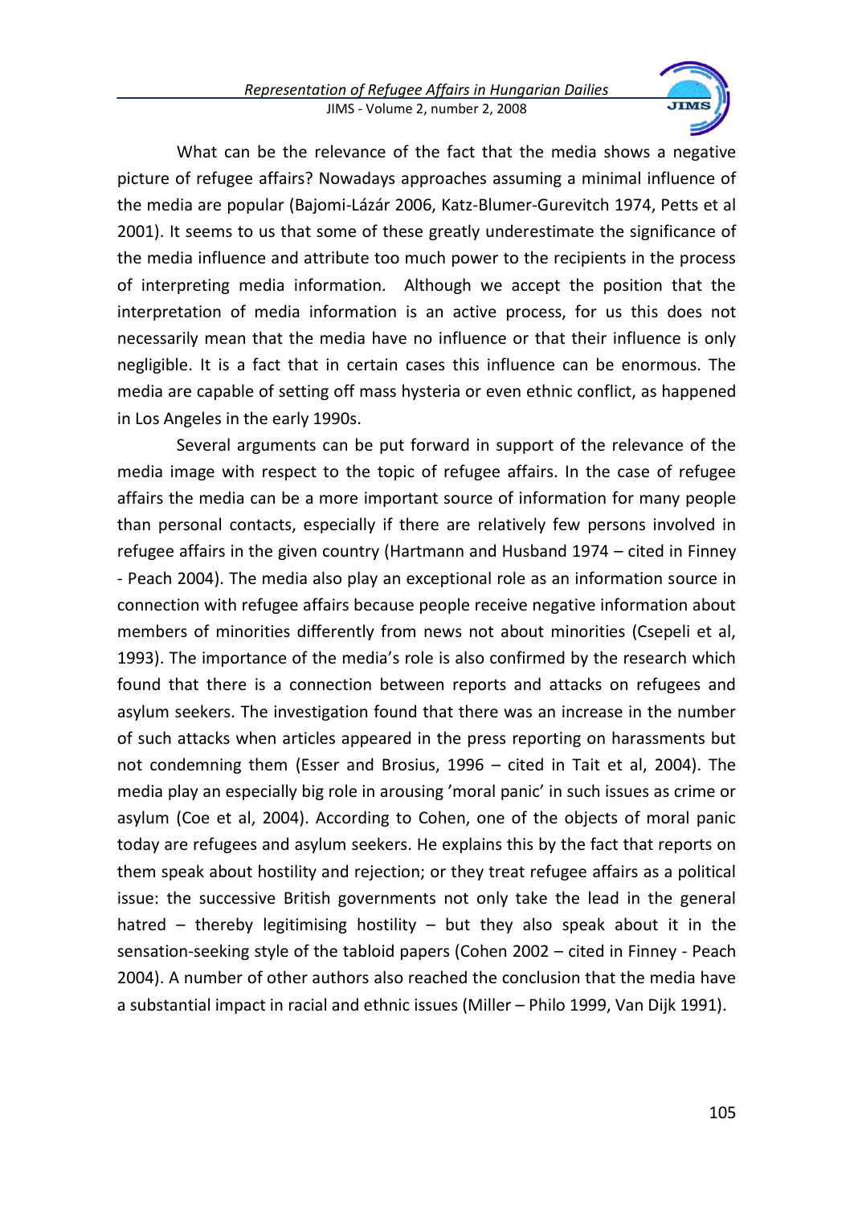What can be the relevance of the fact that the media shows a negative picture of refugee affairs? Nowadays approaches assuming a minimal influence of the media are popular (Bajomi-Lázár 2006, Katz-Blumer-Gurevitch 1974, Petts et al 2001). It seems to us that some of these greatly underestimate the significance of the media influence and attribute too much power to the recipients in the process of interpreting media information. Although we accept the position that the interpretation of media information is an active process, for us this does not necessarily mean that the media have no influence or that their influence is only negligible. It is a fact that in certain cases this influence can be enormous. The media are capable of setting off mass hysteria or even ethnic conflict, as happened in Los Angeles in the early 1990s.

Several arguments can be put forward in support of the relevance of the media image with respect to the topic of refugee affairs. In the case of refugee affairs the media can be a more important source of information for many people than personal contacts, especially if there are relatively few persons involved in refugee affairs in the given country (Hartmann and Husband 1974 – cited in Finney - Peach 2004). The media also play an exceptional role as an information source in connection with refugee affairs because people receive negative information about members of minorities differently from news not about minorities (Csepeli et al, 1993). The importance of the media's role is also confirmed by the research which found that there is a connection between reports and attacks on refugees and asylum seekers. The investigation found that there was an increase in the number of such attacks when articles appeared in the press reporting on harassments but not condemning them (Esser and Brosius, 1996 – cited in Tait et al, 2004). The media play an especially big role in arousing 'moral panic' in such issues as crime or asylum (Coe et al, 2004). According to Cohen, one of the objects of moral panic today are refugees and asylum seekers. He explains this by the fact that reports on them speak about hostility and rejection; or they treat refugee affairs as a political issue: the successive British governments not only take the lead in the general hatred – thereby legitimising hostility – but they also speak about it in the sensation-seeking style of the tabloid papers (Cohen 2002 – cited in Finney - Peach 2004). A number of other authors also reached the conclusion that the media have a substantial impact in racial and ethnic issues (Miller – Philo 1999, Van Dijk 1991).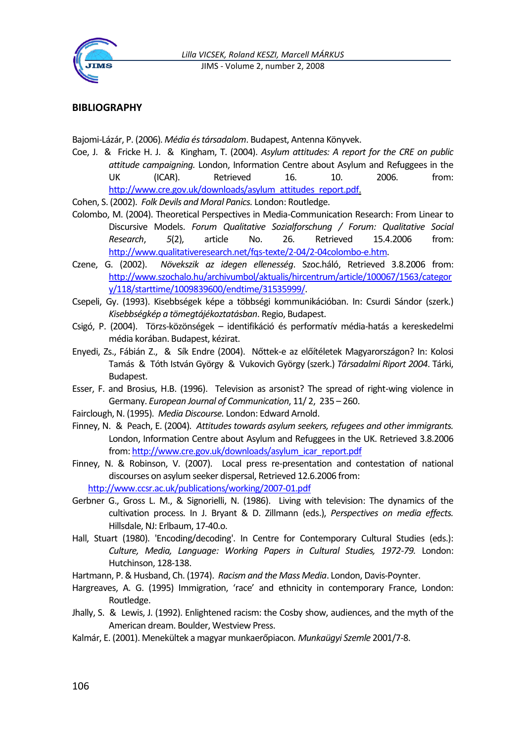## BIBLIOGRAPHY

Bajomi-Lázár, P. (2006). *Média és társadalom*. Budapest, Antenna Könyvek.

Coe, J. & Fricke H. J. & Kingham, T. (2004). *Asylum attitudes: A report for the CRE on public attitude campaigning.* London, Information Centre about Asylum and Refuggees in the UK (ICAR). Retrieved 16. 10. 2006. from: http://www.cre.gov.uk/downloads/asylum_attitudes_report.pdf.

Cohen, S. (2002). *Folk Devils and Moral Panics.* London: Routledge.

Colombo, M. (2004). Theoretical Perspectives in Media-Communication Research: From Linear to Discursive Models. *Forum Qualitative Sozialforschung / Forum: Qualitative Social Research*, *5*(2), article No. 26. Retrieved 15.4.2006 from: http://www.qualitativeresearch.net/fqs-texte/2-04/2-04colombo-e.htm.

Czene, G. (2002). *Növekszik az idegen ellenesség*. Szoc.háló, Retrieved 3.8.2006 from: http://www.szochalo.hu/archivumbol/aktualis/hircentrum/article/100067/1563/category/118/starttime/1009839600/endtime/31535999/.

Csepeli, Gy. (1993). Kisebbségek képe a többségi kommunikációban. In: Csurdi Sándor (szerk.) *Kisebbségkép a tömegtájékoztatásban*. Regio, Budapest.

Csigó, P. (2004). Törzs-közönségek – identifikáció és performatív média-hatás a kereskedelmi média korában. Budapest, kézirat.

Enyedi, Zs., Fábián Z., & Sík Endre (2004). Nőttek-e az előítéletek Magyarországon? In: Kolosi Tamás & Tóth István György & Vukovich György (szerk.) *Társadalmi Riport 2004*. Tárki, Budapest.

Esser, F. and Brosius, H.B. (1996). Television as arsonist? The spread of right-wing violence in Germany. *European Journal of Communication*, 11/ 2, 235 – 260.

Fairclough, N. (1995). *Media Discourse.* London: Edward Arnold.

Finney, N. & Peach, E. (2004). *Attitudes towards asylum seekers, refugees and other immigrants.* London, Information Centre about Asylum and Refuggees in the UK. Retrieved 3.8.2006 from: http://www.cre.gov.uk/downloads/asylum_icar_report.pdf

Finney, N. & Robinson, V. (2007). Local press re-presentation and contestation of national discourses on asylum seeker dispersal, Retrieved 12.6.2006 from: http://www.ccsr.ac.uk/publications/working/2007-01.pdf

Gerbner G., Gross L. M., & Signorielli, N. (1986). Living with television: The dynamics of the cultivation process. In J. Bryant & D. Zillmann (eds.), *Perspectives on media effects.* Hillsdale, NJ: Erlbaum, 17-40.o.

Hall, Stuart (1980). 'Encoding/decoding'. In Centre for Contemporary Cultural Studies (eds.): *Culture, Media, Language: Working Papers in Cultural Studies, 1972-79.* London: Hutchinson, 128-138.

Hartmann, P. & Husband, Ch. (1974). *Racism and the Mass Media*. London, Davis-Poynter.

Hargreaves, A. G. (1995) Immigration, 'race' and ethnicity in contemporary France, London: Routledge.

Jhally, S. & Lewis, J. (1992). Enlightened racism: the Cosby show, audiences, and the myth of the American dream. Boulder, Westview Press.

Kalmár, E. (2001). Menekültek a magyar munkaerőpiacon*. Munkaügyi Szemle* 2001/7-8.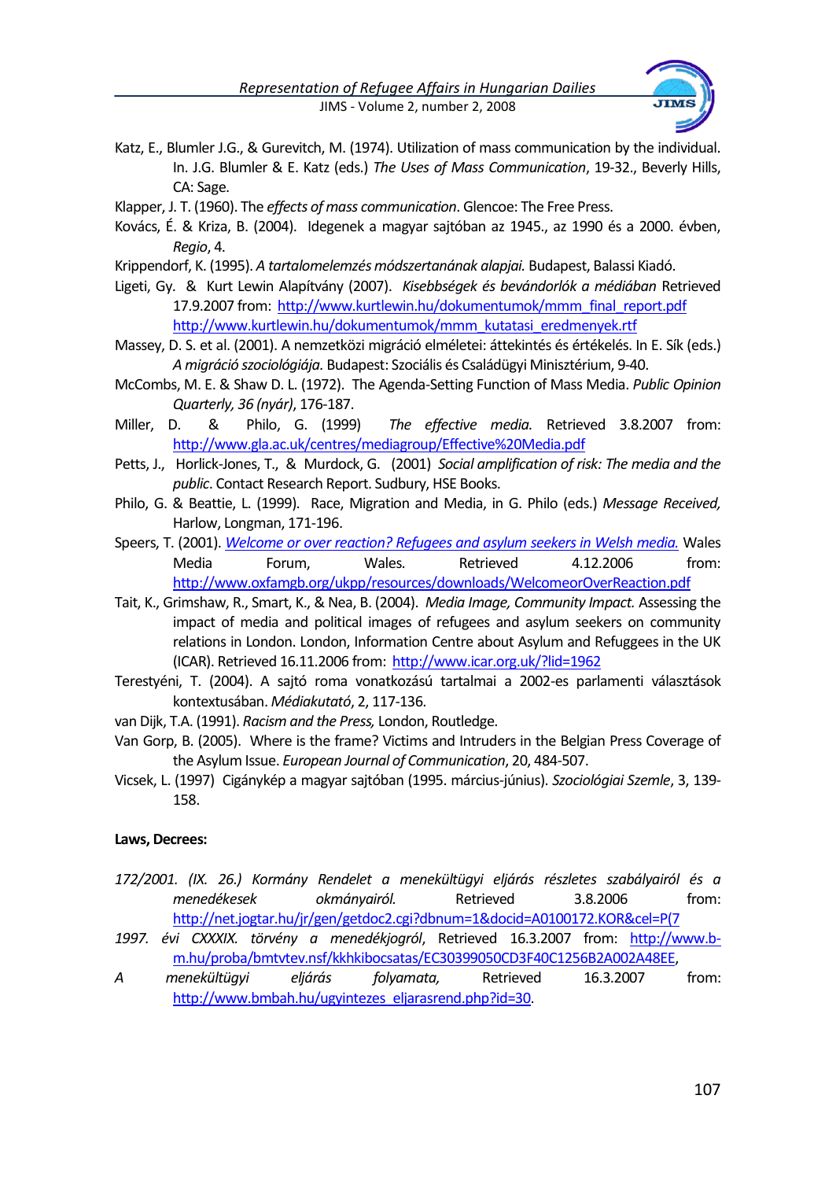Katz, E., Blumler J.G., & Gurevitch, M. (1974). Utilization of mass communication by the individual. In. J.G. Blumler & E. Katz (eds.) *The Uses of Mass Communication*, 19-32., Beverly Hills, CA: Sage.

Klapper, J. T. (1960). The *effects of mass communication*. Glencoe: The Free Press.

Kovács, É. & Kriza, B. (2004). Idegenek a magyar sajtóban az 1945., az 1990 és a 2000. évben, *Regio*, 4.

Krippendorf, K. (1995). *A tartalomelemzés módszertanának alapjai.* Budapest, Balassi Kiadó.

Ligeti, Gy. & Kurt Lewin Alapítvány (2007). *Kisebbségek és bevándorlók a médiában* Retrieved 17.9.2007 from: http://www.kurtlewin.hu/dokumentumok/mmm_final_report.pdf http://www.kurtlewin.hu/dokumentumok/mmm_kutatasi_eredmenyek.rtf

Massey, D. S. et al. (2001). A nemzetközi migráció elméletei: áttekintés és értékelés. In E. Sík (eds.) *A migráció szociológiája.* Budapest: Szociális és Családügyi Minisztérium, 9-40.

McCombs, M. E. & Shaw D. L. (1972). The Agenda-Setting Function of Mass Media. *Public Opinion Quarterly, 36 (nyár)*, 176-187.

Miller, D. & Philo, G. (1999) *The effective media.* Retrieved 3.8.2007 from: http://www.gla.ac.uk/centres/mediagroup/Effective%20Media.pdf

Petts, J., Horlick-Jones, T., & Murdock, G. (2001) *Social amplification of risk: The media and the public*. Contact Research Report. Sudbury, HSE Books.

Philo, G. & Beattie, L. (1999). Race, Migration and Media, in G. Philo (eds.) *Message Received,* Harlow, Longman, 171-196.

Speers, T. (2001). *Welcome or over reaction? Refugees and asylum seekers in Welsh media.* Wales Media Forum, Wales. Retrieved 4.12.2006 from: http://www.oxfamgb.org/ukpp/resources/downloads/WelcomeorOverReaction.pdf

Tait, K., Grimshaw, R., Smart, K., & Nea, B. (2004). *Media Image, Community Impact.* Assessing the impact of media and political images of refugees and asylum seekers on community relations in London. London, Information Centre about Asylum and Refuggees in the UK (ICAR). Retrieved 16.11.2006 from: http://www.icar.org.uk/?lid=1962

Terestyéni, T. (2004). A sajtó roma vonatkozású tartalmai a 2002-es parlamenti választások kontextusában. *Médiakutató*, 2, 117-136.

van Dijk, T.A. (1991). *Racism and the Press,* London, Routledge.

Van Gorp, B. (2005). Where is the frame? Victims and Intruders in the Belgian Press Coverage of the Asylum Issue. *European Journal of Communication*, 20, 484-507.

Vicsek, L. (1997) Cigánykép a magyar sajtóban (1995. március-június). *Szociológiai Szemle*, 3, 139-158.

**Laws, Decrees:**

*172/2001. (IX. 26.) Kormány Rendelet a menekültügyi eljárás részletes szabályairól és a menedékesek okmányairól.* Retrieved 3.8.2006 from: http://net.jogtar.hu/jr/gen/getdoc2.cgi?dbnum=1&docid=A0100172.KOR&cel=P(7

*1997. évi CXXXIX. törvény a menedékjogról*, Retrieved 16.3.2007 from: http://www.b-m.hu/proba/bmtvtev.nsf/kkhkibocsatas/EC30399050CD3F40C1256B2A002A48EE,

*A menekültügyi eljárás folyamata,* Retrieved 16.3.2007 from: http://www.bmbah.hu/ugyintezes_eljarasrend.php?id=30.